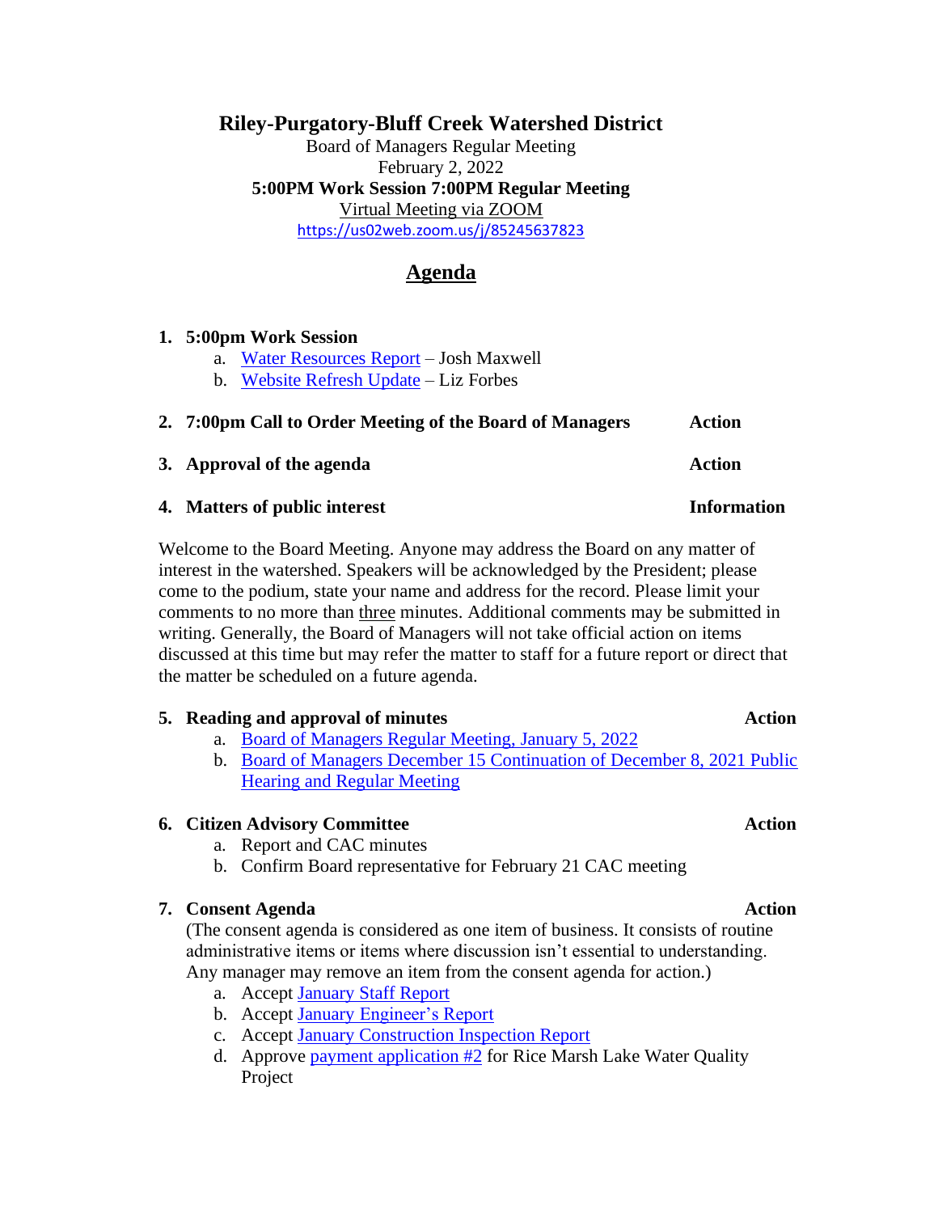# Riley-Purgatory-Bluff Creek Watershed District

Board of Managers Regular Meeting
February 2, 2022
**5:00PM Work Session 7:00PM Regular Meeting**
Virtual Meeting via ZOOM
https://us02web.zoom.us/j/85245637823

## Agenda

1. **5:00pm Work Session**
   a. Water Resources Report – Josh Maxwell
   b. Website Refresh Update – Liz Forbes

2. **7:00pm Call to Order Meeting of the Board of Managers** — **Action**

3. **Approval of the agenda** — **Action**

4. **Matters of public interest** — **Information**

Welcome to the Board Meeting. Anyone may address the Board on any matter of interest in the watershed. Speakers will be acknowledged by the President; please come to the podium, state your name and address for the record. Please limit your comments to no more than three minutes. Additional comments may be submitted in writing. Generally, the Board of Managers will not take official action on items discussed at this time but may refer the matter to staff for a future report or direct that the matter be scheduled on a future agenda.

5. **Reading and approval of minutes** — **Action**
   a. Board of Managers Regular Meeting, January 5, 2022
   b. Board of Managers December 15 Continuation of December 8, 2021 Public Hearing and Regular Meeting

6. **Citizen Advisory Committee** — **Action**
   a. Report and CAC minutes
   b. Confirm Board representative for February 21 CAC meeting

7. **Consent Agenda** — **Action**
   (The consent agenda is considered as one item of business. It consists of routine administrative items or items where discussion isn't essential to understanding. Any manager may remove an item from the consent agenda for action.)
   a. Accept January Staff Report
   b. Accept January Engineer's Report
   c. Accept January Construction Inspection Report
   d. Approve payment application #2 for Rice Marsh Lake Water Quality Project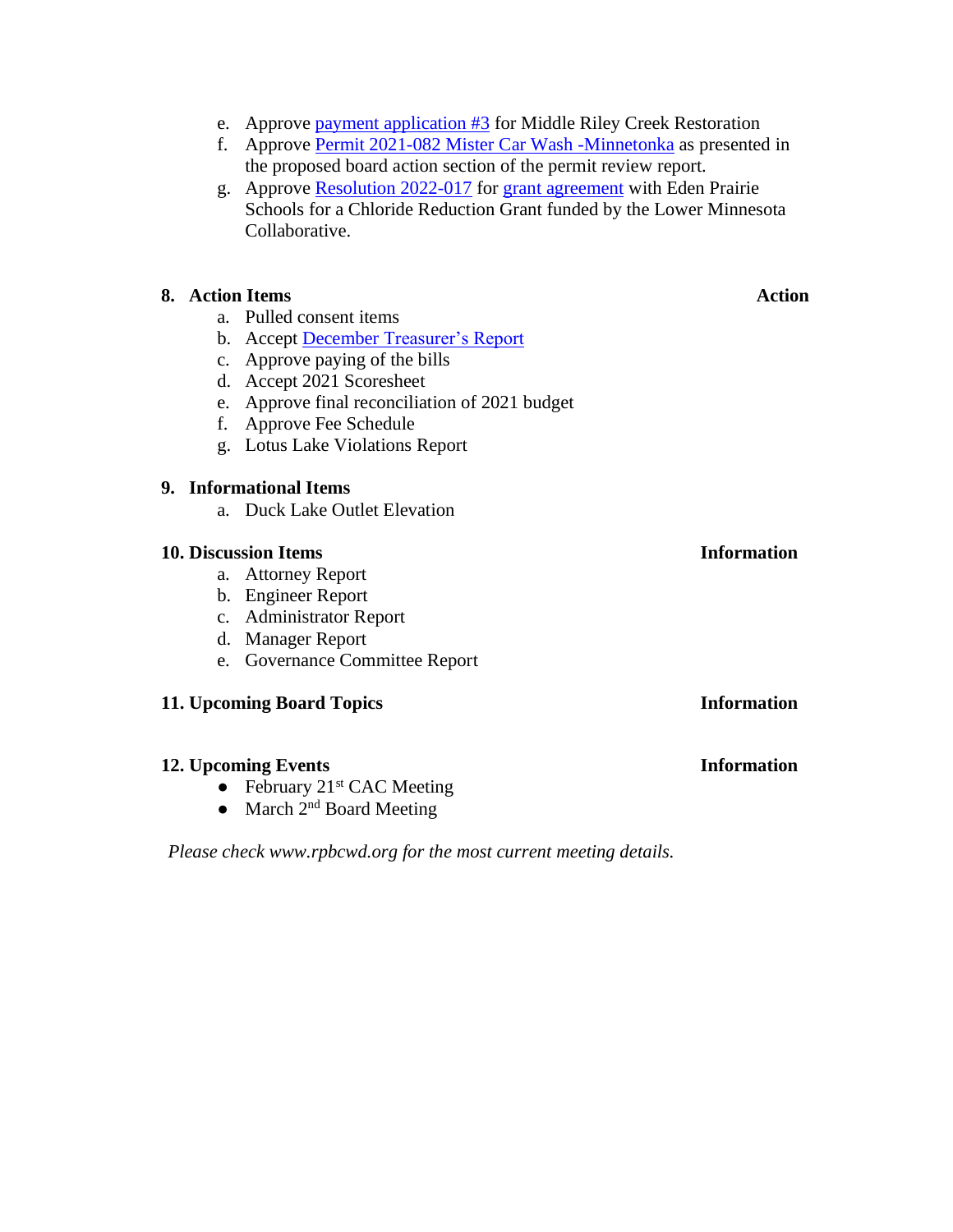e. Approve payment application #3 for Middle Riley Creek Restoration
f. Approve Permit 2021-082 Mister Car Wash -Minnetonka as presented in the proposed board action section of the permit review report.
g. Approve Resolution 2022-017 for grant agreement with Eden Prairie Schools for a Chloride Reduction Grant funded by the Lower Minnesota Collaborative.

**8. Action Items** **Action**

a. Pulled consent items
b. Accept December Treasurer's Report
c. Approve paying of the bills
d. Accept 2021 Scoresheet
e. Approve final reconciliation of 2021 budget
f. Approve Fee Schedule
g. Lotus Lake Violations Report

**9. Informational Items**

a. Duck Lake Outlet Elevation

**10. Discussion Items** **Information**

a. Attorney Report
b. Engineer Report
c. Administrator Report
d. Manager Report
e. Governance Committee Report

**11. Upcoming Board Topics** **Information**

**12. Upcoming Events** **Information**

- February 21st CAC Meeting
- March 2nd Board Meeting

*Please check www.rpbcwd.org for the most current meeting details.*